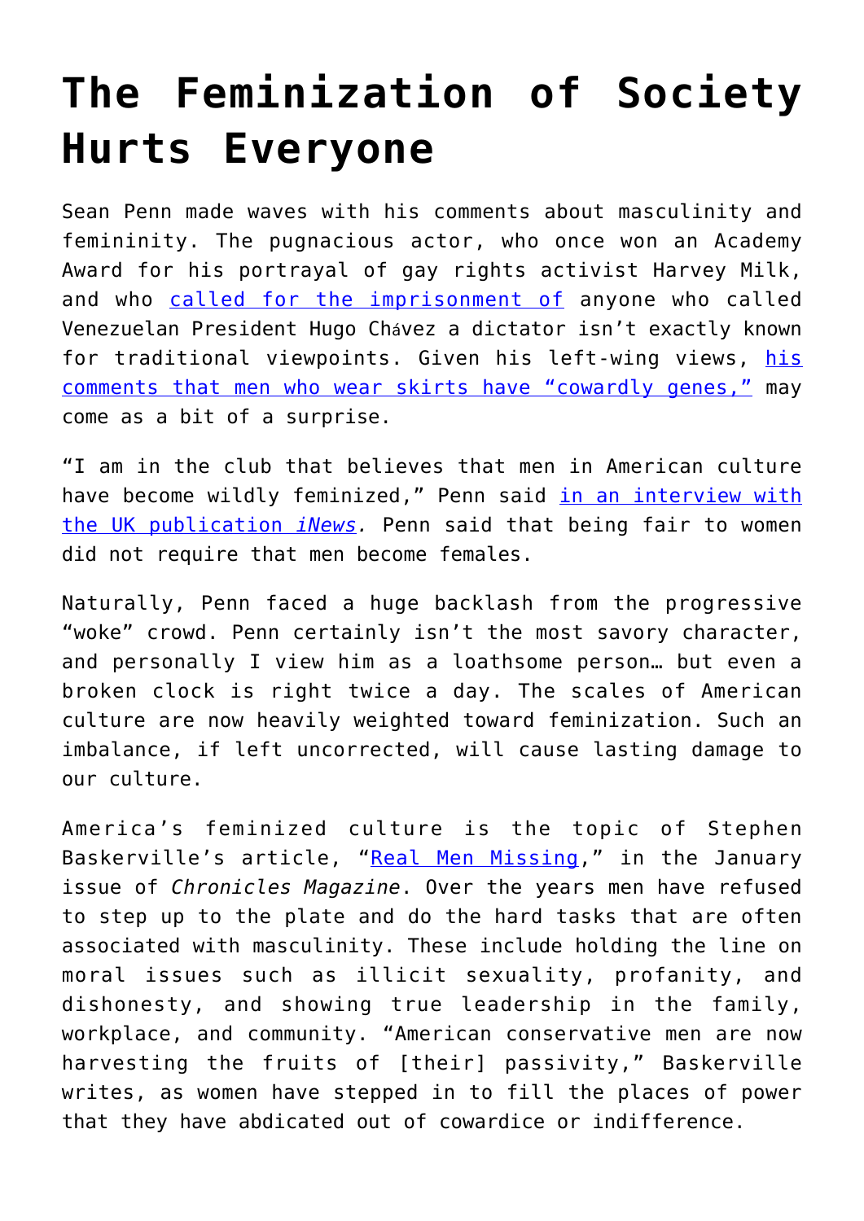# The Feminization of Society Hurts Everyone

Sean Penn made waves with his comments about masculinity and femininity. The pugnacious actor, who once won an Academy Award for his portrayal of gay rights activist Harvey Milk, and who called for the imprisonment of anyone who called Venezuelan President Hugo Chávez a dictator isn't exactly known for traditional viewpoints. Given his left-wing views, his comments that men who wear skirts have "cowardly genes," may come as a bit of a surprise.

"I am in the club that believes that men in American culture have become wildly feminized," Penn said in an interview with the UK publication *iNews*. Penn said that being fair to women did not require that men become females.

Naturally, Penn faced a huge backlash from the progressive "woke" crowd. Penn certainly isn't the most savory character, and personally I view him as a loathsome person… but even a broken clock is right twice a day. The scales of American culture are now heavily weighted toward feminization. Such an imbalance, if left uncorrected, will cause lasting damage to our culture.

America's feminized culture is the topic of Stephen Baskerville's article, "Real Men Missing," in the January issue of *Chronicles Magazine*. Over the years men have refused to step up to the plate and do the hard tasks that are often associated with masculinity. These include holding the line on moral issues such as illicit sexuality, profanity, and dishonesty, and showing true leadership in the family, workplace, and community. "American conservative men are now harvesting the fruits of [their] passivity," Baskerville writes, as women have stepped in to fill the places of power that they have abdicated out of cowardice or indifference.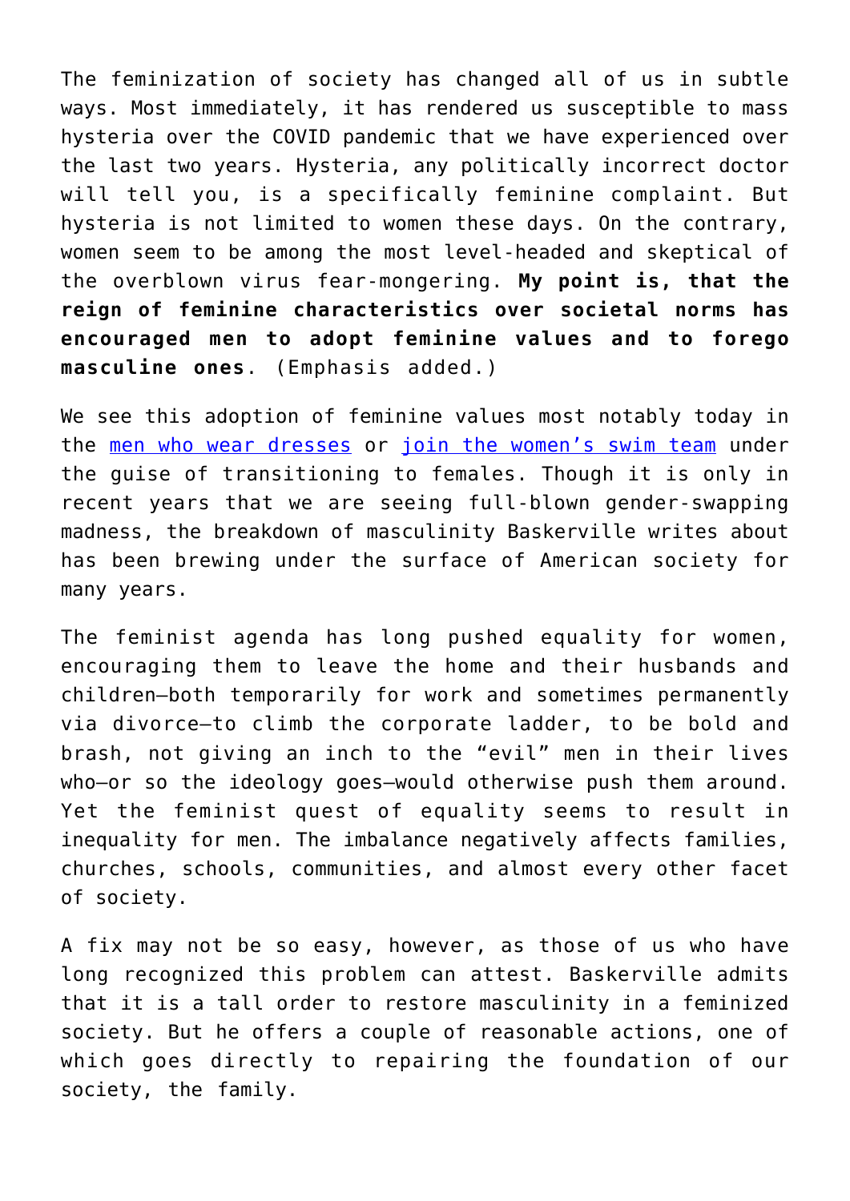The feminization of society has changed all of us in subtle ways. Most immediately, it has rendered us susceptible to mass hysteria over the COVID pandemic that we have experienced over the last two years. Hysteria, any politically incorrect doctor will tell you, is a specifically feminine complaint. But hysteria is not limited to women these days. On the contrary, women seem to be among the most level-headed and skeptical of the overblown virus fear-mongering. **My point is, that the reign of feminine characteristics over societal norms has encouraged men to adopt feminine values and to forego masculine ones**. (Emphasis added.)

We see this adoption of feminine values most notably today in the [men who wear dresses] or [join the women's swim team] under the guise of transitioning to females. Though it is only in recent years that we are seeing full-blown gender-swapping madness, the breakdown of masculinity Baskerville writes about has been brewing under the surface of American society for many years.

The feminist agenda has long pushed equality for women, encouraging them to leave the home and their husbands and children—both temporarily for work and sometimes permanently via divorce—to climb the corporate ladder, to be bold and brash, not giving an inch to the "evil" men in their lives who—or so the ideology goes—would otherwise push them around. Yet the feminist quest of equality seems to result in inequality for men. The imbalance negatively affects families, churches, schools, communities, and almost every other facet of society.

A fix may not be so easy, however, as those of us who have long recognized this problem can attest. Baskerville admits that it is a tall order to restore masculinity in a feminized society. But he offers a couple of reasonable actions, one of which goes directly to repairing the foundation of our society, the family.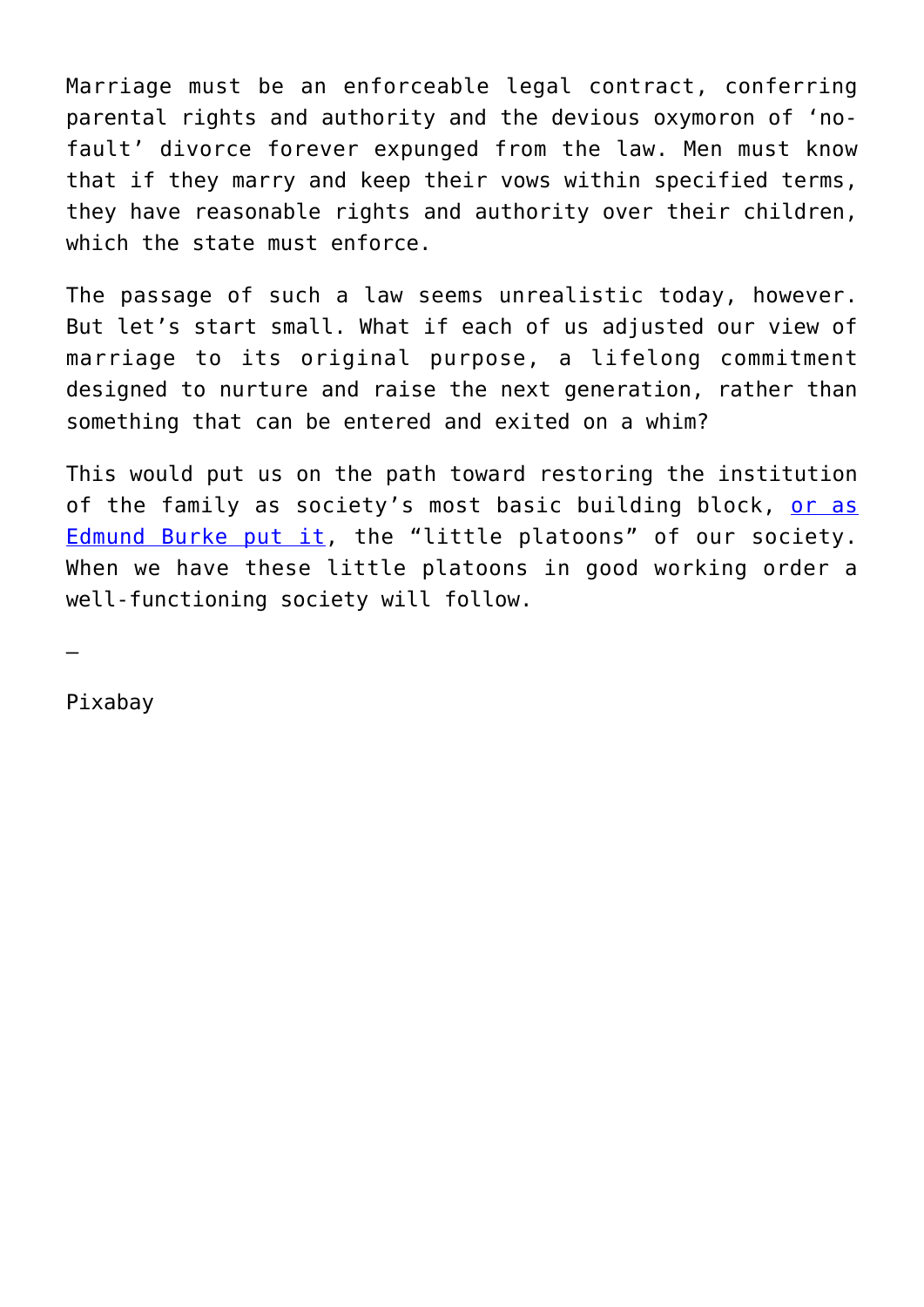Marriage must be an enforceable legal contract, conferring parental rights and authority and the devious oxymoron of 'no-fault' divorce forever expunged from the law. Men must know that if they marry and keep their vows within specified terms, they have reasonable rights and authority over their children, which the state must enforce.

The passage of such a law seems unrealistic today, however. But let's start small. What if each of us adjusted our view of marriage to its original purpose, a lifelong commitment designed to nurture and raise the next generation, rather than something that can be entered and exited on a whim?

This would put us on the path toward restoring the institution of the family as society's most basic building block, or as Edmund Burke put it, the "little platoons" of our society. When we have these little platoons in good working order a well-functioning society will follow.

—

Pixabay